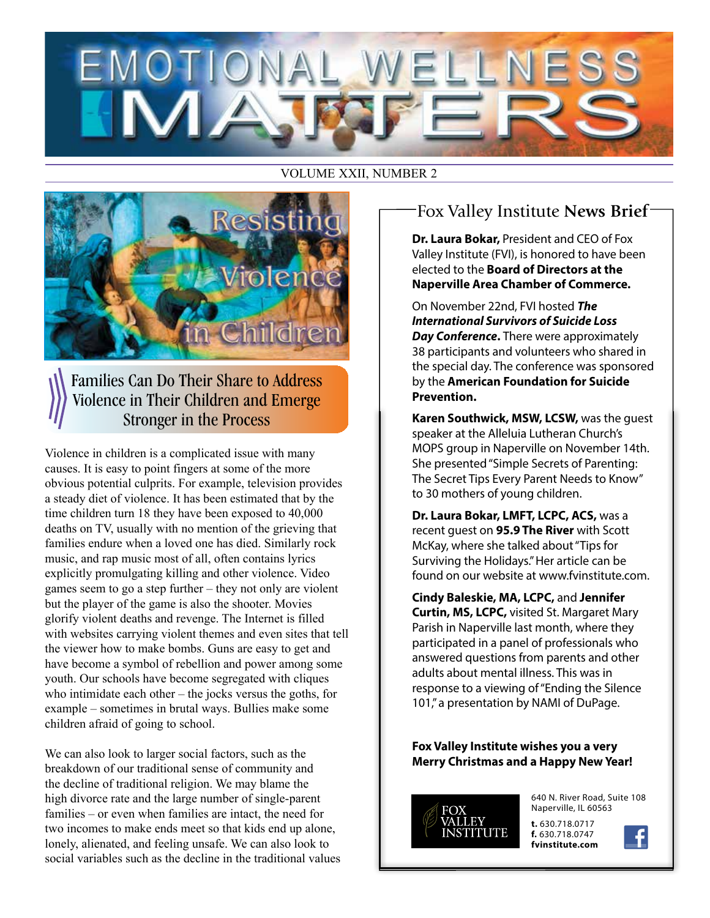# EMOTIONAL WELLNESS MATTERS

VOLUME XXII, NUMBER 2

## Resisting Violence in Children

### Families Can Do Their Share to Address Violence in Their Children and Emerge Stronger in the Process

Violence in children is a complicated issue with many causes. It is easy to point fingers at some of the more obvious potential culprits. For example, television provides a steady diet of violence. It has been estimated that by the time children turn 18 they have been exposed to 40,000 deaths on TV, usually with no mention of the grieving that families endure when a loved one has died. Similarly rock music, and rap music most of all, often contains lyrics explicitly promulgating killing and other violence. Video games seem to go a step further – they not only are violent but the player of the game is also the shooter. Movies glorify violent deaths and revenge. The Internet is filled with websites carrying violent themes and even sites that tell the viewer how to make bombs. Guns are easy to get and have become a symbol of rebellion and power among some youth. Our schools have become segregated with cliques who intimidate each other – the jocks versus the goths, for example – sometimes in brutal ways. Bullies make some children afraid of going to school.

We can also look to larger social factors, such as the breakdown of our traditional sense of community and the decline of traditional religion. We may blame the high divorce rate and the large number of single-parent families – or even when families are intact, the need for two incomes to make ends meet so that kids end up alone, lonely, alienated, and feeling unsafe. We can also look to social variables such as the decline in the traditional values

## Fox Valley Institute **News Brief**

**Dr. Laura Bokar,** President and CEO of Fox Valley Institute (FVI), is honored to have been elected to the **Board of Directors at the Naperville Area Chamber of Commerce.**

On November 22nd, FVI hosted ***The International Survivors of Suicide Loss Day Conference.*** There were approximately 38 participants and volunteers who shared in the special day. The conference was sponsored by the **American Foundation for Suicide Prevention.**

**Karen Southwick, MSW, LCSW,** was the guest speaker at the Alleluia Lutheran Church's MOPS group in Naperville on November 14th. She presented "Simple Secrets of Parenting: The Secret Tips Every Parent Needs to Know" to 30 mothers of young children.

**Dr. Laura Bokar, LMFT, LCPC, ACS,** was a recent guest on **95.9 The River** with Scott McKay, where she talked about "Tips for Surviving the Holidays." Her article can be found on our website at www.fvinstitute.com.

**Cindy Baleskie, MA, LCPC,** and **Jennifer Curtin, MS, LCPC,** visited St. Margaret Mary Parish in Naperville last month, where they participated in a panel of professionals who answered questions from parents and other adults about mental illness. This was in response to a viewing of "Ending the Silence 101," a presentation by NAMI of DuPage.

**Fox Valley Institute wishes you a very Merry Christmas and a Happy New Year!**

FOX VALLEY INSTITUTE

640 N. River Road, Suite 108
Naperville, IL 60563

**t.** 630.718.0717
**f.** 630.718.0747
**fvinstitute.com**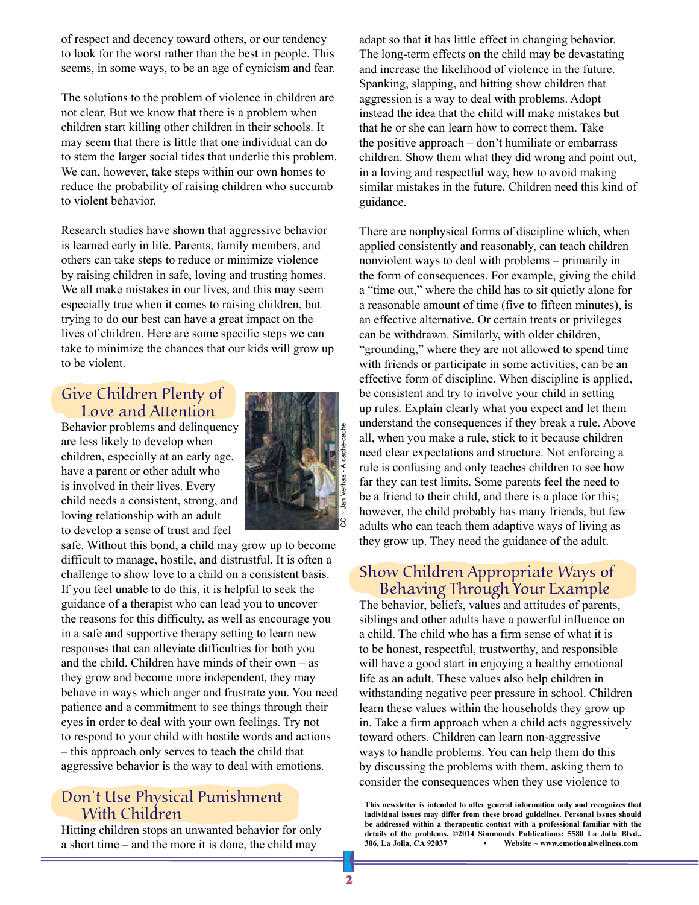of respect and decency toward others, or our tendency to look for the worst rather than the best in people. This seems, in some ways, to be an age of cynicism and fear.

The solutions to the problem of violence in children are not clear. But we know that there is a problem when children start killing other children in their schools. It may seem that there is little that one individual can do to stem the larger social tides that underlie this problem. We can, however, take steps within our own homes to reduce the probability of raising children who succumb to violent behavior.

Research studies have shown that aggressive behavior is learned early in life. Parents, family members, and others can take steps to reduce or minimize violence by raising children in safe, loving and trusting homes. We all make mistakes in our lives, and this may seem especially true when it comes to raising children, but trying to do our best can have a great impact on the lives of children. Here are some specific steps we can take to minimize the chances that our kids will grow up to be violent.

## Give Children Plenty of Love and Attention

CC – Jan Verhas - A cache-cache

Behavior problems and delinquency are less likely to develop when children, especially at an early age, have a parent or other adult who is involved in their lives. Every child needs a consistent, strong, and loving relationship with an adult to develop a sense of trust and feel safe. Without this bond, a child may grow up to become difficult to manage, hostile, and distrustful. It is often a challenge to show love to a child on a consistent basis. If you feel unable to do this, it is helpful to seek the guidance of a therapist who can lead you to uncover the reasons for this difficulty, as well as encourage you in a safe and supportive therapy setting to learn new responses that can alleviate difficulties for both you and the child. Children have minds of their own – as they grow and become more independent, they may behave in ways which anger and frustrate you. You need patience and a commitment to see things through their eyes in order to deal with your own feelings. Try not to respond to your child with hostile words and actions – this approach only serves to teach the child that aggressive behavior is the way to deal with emotions.

## Don't Use Physical Punishment With Children

Hitting children stops an unwanted behavior for only a short time – and the more it is done, the child may adapt so that it has little effect in changing behavior. The long-term effects on the child may be devastating and increase the likelihood of violence in the future. Spanking, slapping, and hitting show children that aggression is a way to deal with problems. Adopt instead the idea that the child will make mistakes but that he or she can learn how to correct them. Take the positive approach – don't humiliate or embarrass children. Show them what they did wrong and point out, in a loving and respectful way, how to avoid making similar mistakes in the future. Children need this kind of guidance.

There are nonphysical forms of discipline which, when applied consistently and reasonably, can teach children nonviolent ways to deal with problems – primarily in the form of consequences. For example, giving the child a "time out," where the child has to sit quietly alone for a reasonable amount of time (five to fifteen minutes), is an effective alternative. Or certain treats or privileges can be withdrawn. Similarly, with older children, "grounding," where they are not allowed to spend time with friends or participate in some activities, can be an effective form of discipline. When discipline is applied, be consistent and try to involve your child in setting up rules. Explain clearly what you expect and let them understand the consequences if they break a rule. Above all, when you make a rule, stick to it because children need clear expectations and structure. Not enforcing a rule is confusing and only teaches children to see how far they can test limits. Some parents feel the need to be a friend to their child, and there is a place for this; however, the child probably has many friends, but few adults who can teach them adaptive ways of living as they grow up. They need the guidance of the adult.

## Show Children Appropriate Ways of Behaving Through Your Example

The behavior, beliefs, values and attitudes of parents, siblings and other adults have a powerful influence on a child. The child who has a firm sense of what it is to be honest, respectful, trustworthy, and responsible will have a good start in enjoying a healthy emotional life as an adult. These values also help children in withstanding negative peer pressure in school. Children learn these values within the households they grow up in. Take a firm approach when a child acts aggressively toward others. Children can learn non-aggressive ways to handle problems. You can help them do this by discussing the problems with them, asking them to consider the consequences when they use violence to

**This newsletter is intended to offer general information only and recognizes that individual issues may differ from these broad guidelines. Personal issues should be addressed within a therapeutic context with a professional familiar with the details of the problems. ©2014 Simmonds Publications: 5580 La Jolla Blvd., 306, La Jolla, CA 92037 • Website ~ www.emotionalwellness.com**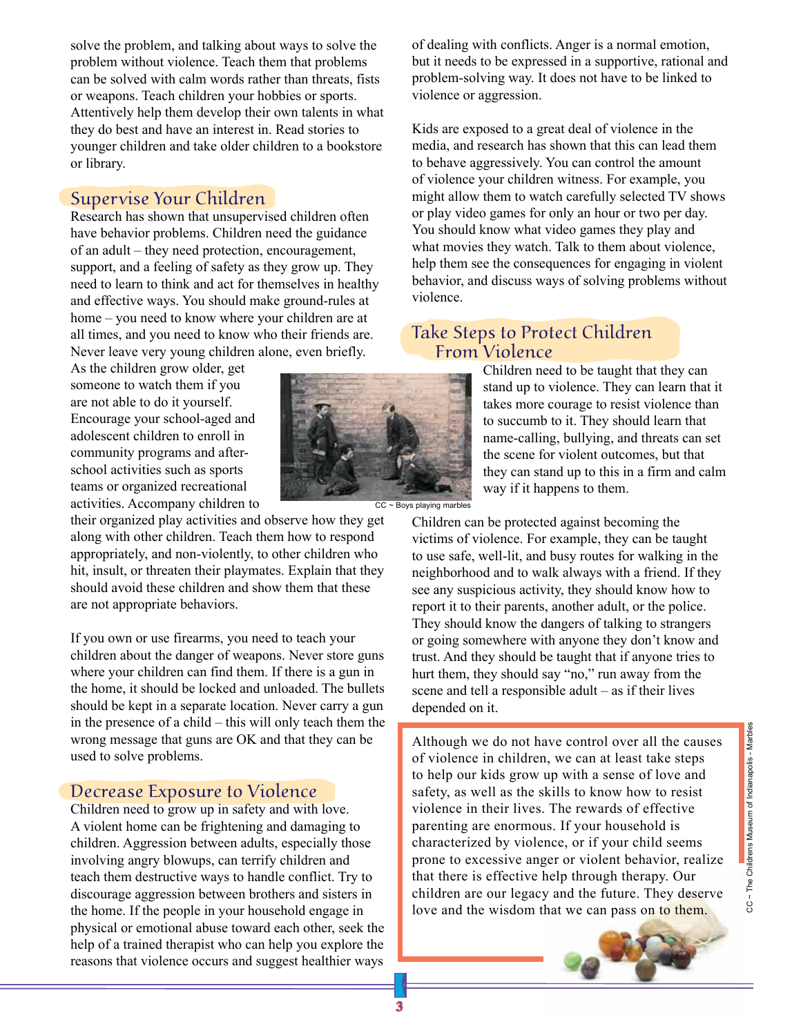solve the problem, and talking about ways to solve the problem without violence. Teach them that problems can be solved with calm words rather than threats, fists or weapons. Teach children your hobbies or sports. Attentively help them develop their own talents in what they do best and have an interest in. Read stories to younger children and take older children to a bookstore or library.

## Supervise Your Children

Research has shown that unsupervised children often have behavior problems. Children need the guidance of an adult – they need protection, encouragement, support, and a feeling of safety as they grow up. They need to learn to think and act for themselves in healthy and effective ways. You should make ground-rules at home – you need to know where your children are at all times, and you need to know who their friends are. Never leave very young children alone, even briefly. As the children grow older, get someone to watch them if you are not able to do it yourself. Encourage your school-aged and adolescent children to enroll in community programs and after-school activities such as sports teams or organized recreational activities. Accompany children to their organized play activities and observe how they get along with other children. Teach them how to respond appropriately, and non-violently, to other children who hit, insult, or threaten their playmates. Explain that they should avoid these children and show them that these are not appropriate behaviors.

CC ~ Boys playing marbles

If you own or use firearms, you need to teach your children about the danger of weapons. Never store guns where your children can find them. If there is a gun in the home, it should be locked and unloaded. The bullets should be kept in a separate location. Never carry a gun in the presence of a child – this will only teach them the wrong message that guns are OK and that they can be used to solve problems.

## Decrease Exposure to Violence

Children need to grow up in safety and with love. A violent home can be frightening and damaging to children. Aggression between adults, especially those involving angry blowups, can terrify children and teach them destructive ways to handle conflict. Try to discourage aggression between brothers and sisters in the home. If the people in your household engage in physical or emotional abuse toward each other, seek the help of a trained therapist who can help you explore the reasons that violence occurs and suggest healthier ways of dealing with conflicts. Anger is a normal emotion, but it needs to be expressed in a supportive, rational and problem-solving way. It does not have to be linked to violence or aggression.

Kids are exposed to a great deal of violence in the media, and research has shown that this can lead them to behave aggressively. You can control the amount of violence your children witness. For example, you might allow them to watch carefully selected TV shows or play video games for only an hour or two per day. You should know what video games they play and what movies they watch. Talk to them about violence, help them see the consequences for engaging in violent behavior, and discuss ways of solving problems without violence.

## Take Steps to Protect Children From Violence

Children need to be taught that they can stand up to violence. They can learn that it takes more courage to resist violence than to succumb to it. They should learn that name-calling, bullying, and threats can set the scene for violent outcomes, but that they can stand up to this in a firm and calm way if it happens to them.

Children can be protected against becoming the victims of violence. For example, they can be taught to use safe, well-lit, and busy routes for walking in the neighborhood and to walk always with a friend. If they see any suspicious activity, they should know how to report it to their parents, another adult, or the police. They should know the dangers of talking to strangers or going somewhere with anyone they don't know and trust. And they should be taught that if anyone tries to hurt them, they should say "no," run away from the scene and tell a responsible adult – as if their lives depended on it.

Although we do not have control over all the causes of violence in children, we can at least take steps to help our kids grow up with a sense of love and safety, as well as the skills to know how to resist violence in their lives. The rewards of effective parenting are enormous. If your household is characterized by violence, or if your child seems prone to excessive anger or violent behavior, realize that there is effective help through therapy. Our children are our legacy and the future. They deserve love and the wisdom that we can pass on to them.

CC ~ The Childrens Museum of Indianapolis - Marbles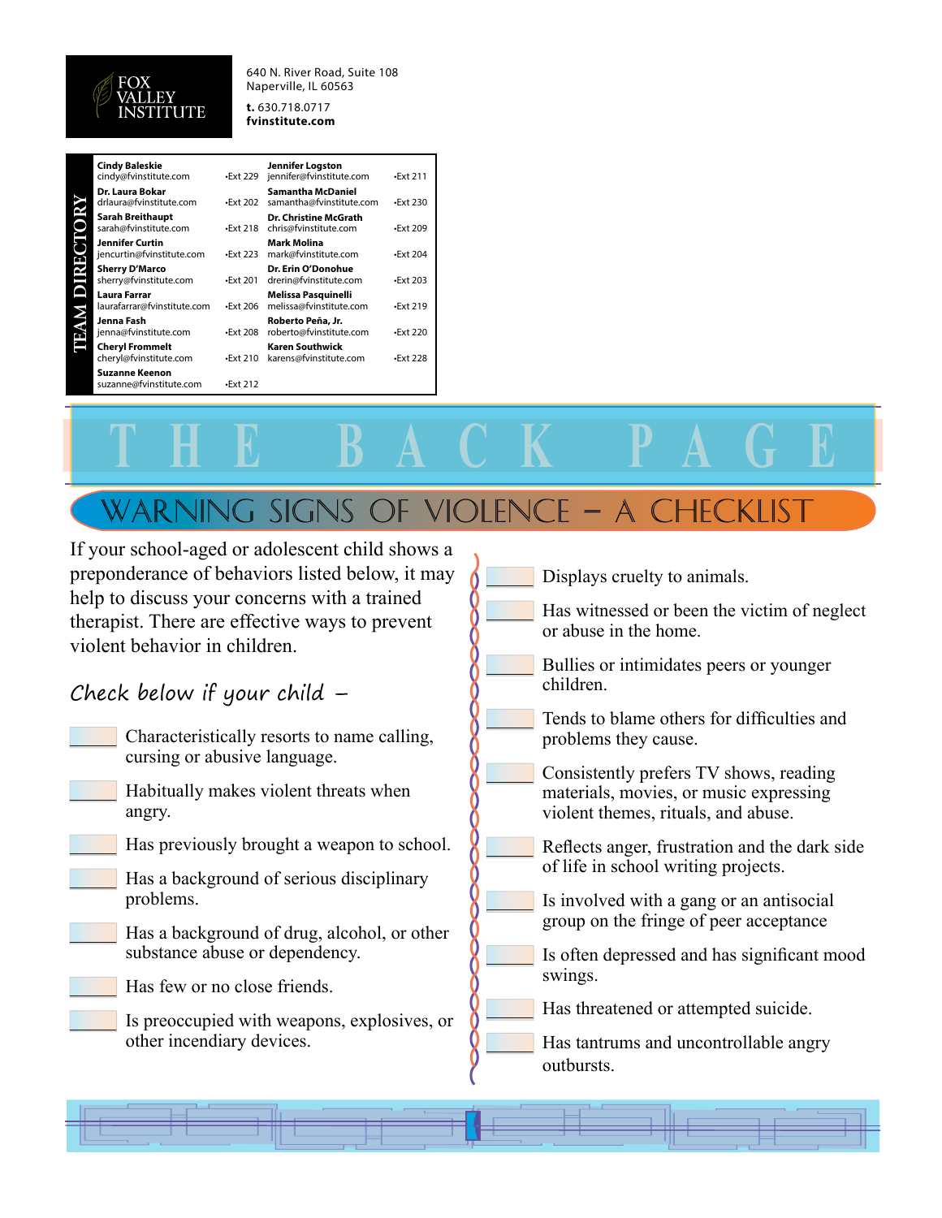FOX VALLEY INSTITUTE

640 N. River Road, Suite 108
Naperville, IL 60563

**t.** 630.718.0717
**fvinstitute.com**

## TEAM DIRECTORY

| Name | Email | Ext |
|---|---|---|
| **Cindy Baleskie** | cindy@fvinstitute.com | •Ext 229 |
| **Dr. Laura Bokar** | drlaura@fvinstitute.com | •Ext 202 |
| **Sarah Breithaupt** | sarah@fvinstitute.com | •Ext 218 |
| **Jennifer Curtin** | jencurtin@fvinstitute.com | •Ext 223 |
| **Sherry D'Marco** | sherry@fvinstitute.com | •Ext 201 |
| **Laura Farrar** | laurafarrar@fvinstitute.com | •Ext 206 |
| **Jenna Fash** | jenna@fvinstitute.com | •Ext 208 |
| **Cheryl Frommelt** | cheryl@fvinstitute.com | •Ext 210 |
| **Suzanne Keenon** | suzanne@fvinstitute.com | •Ext 212 |
| **Jennifer Logston** | jennifer@fvinstitute.com | •Ext 211 |
| **Samantha McDaniel** | samantha@fvinstitute.com | •Ext 230 |
| **Dr. Christine McGrath** | chris@fvinstitute.com | •Ext 209 |
| **Mark Molina** | mark@fvinstitute.com | •Ext 204 |
| **Dr. Erin O'Donohue** | drerin@fvinstitute.com | •Ext 203 |
| **Melissa Pasquinelli** | melissa@fvinstitute.com | •Ext 219 |
| **Roberto Peña, Jr.** | roberto@fvinstitute.com | •Ext 220 |
| **Karen Southwick** | karens@fvinstitute.com | •Ext 228 |

# THE BACK PAGE

## WARNING SIGNS OF VIOLENCE – A CHECKLIST

If your school-aged or adolescent child shows a preponderance of behaviors listed below, it may help to discuss your concerns with a trained therapist. There are effective ways to prevent violent behavior in children.

*Check below if your child –*

- [ ] Characteristically resorts to name calling, cursing or abusive language.
- [ ] Habitually makes violent threats when angry.
- [ ] Has previously brought a weapon to school.
- [ ] Has a background of serious disciplinary problems.
- [ ] Has a background of drug, alcohol, or other substance abuse or dependency.
- [ ] Has few or no close friends.
- [ ] Is preoccupied with weapons, explosives, or other incendiary devices.
- [ ] Displays cruelty to animals.
- [ ] Has witnessed or been the victim of neglect or abuse in the home.
- [ ] Bullies or intimidates peers or younger children.
- [ ] Tends to blame others for difficulties and problems they cause.
- [ ] Consistently prefers TV shows, reading materials, movies, or music expressing violent themes, rituals, and abuse.
- [ ] Reflects anger, frustration and the dark side of life in school writing projects.
- [ ] Is involved with a gang or an antisocial group on the fringe of peer acceptance
- [ ] Is often depressed and has significant mood swings.
- [ ] Has threatened or attempted suicide.
- [ ] Has tantrums and uncontrollable angry outbursts.